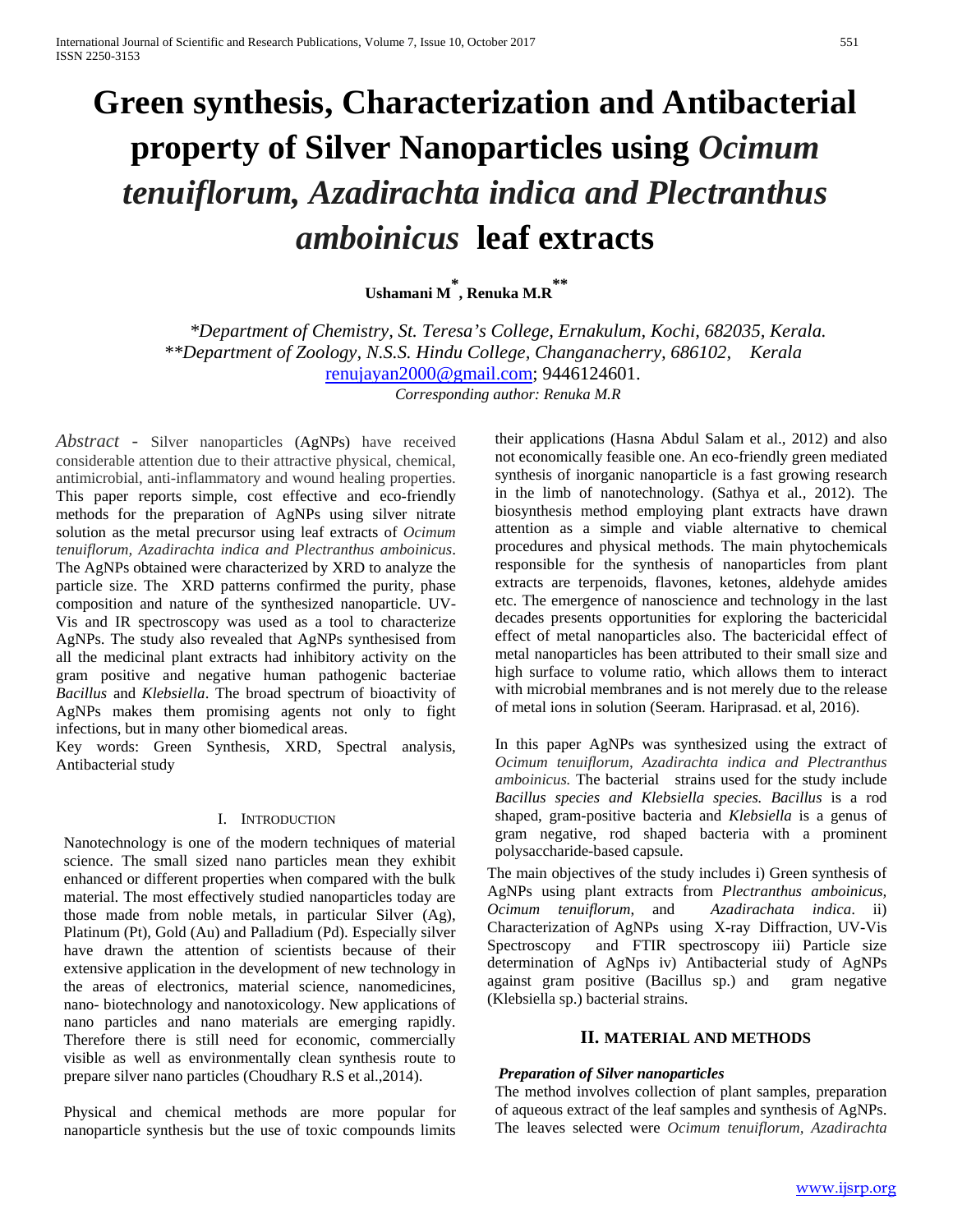# Green synthesis, Characterization and Antibacterial property of Silver Nanoparticles using *Ocimum tenuiflorum, Azadirachta indica and Plectranthus amboinicus* leaf extracts

**Ushamani M[*], Renuka M.R[**]**

*\*Department of Chemistry, St. Teresa's College, Ernakulam, Kochi, 682035, Kerala.*
*\*\*Department of Zoology, N.S.S. Hindu College, Changanacherry, 686102, Kerala*
renujayan2000@gmail.com; 9446124601.
*Corresponding author: Renuka M.R*

*Abstract* - Silver nanoparticles (AgNPs) have received considerable attention due to their attractive physical, chemical, antimicrobial, anti-inflammatory and wound healing properties. This paper reports simple, cost effective and eco-friendly methods for the preparation of AgNPs using silver nitrate solution as the metal precursor using leaf extracts of *Ocimum tenuiflorum, Azadirachta indica and Plectranthus amboinicus*. The AgNPs obtained were characterized by XRD to analyze the particle size. The XRD patterns confirmed the purity, phase composition and nature of the synthesized nanoparticle. UV-Vis and IR spectroscopy was used as a tool to characterize AgNPs. The study also revealed that AgNPs synthesised from all the medicinal plant extracts had inhibitory activity on the gram positive and negative human pathogenic bacteriae *Bacillus* and *Klebsiella*. The broad spectrum of bioactivity of AgNPs makes them promising agents not only to fight infections, but in many other biomedical areas.

Key words: Green Synthesis, XRD, Spectral analysis, Antibacterial study

## I. Introduction

Nanotechnology is one of the modern techniques of material science. The small sized nano particles mean they exhibit enhanced or different properties when compared with the bulk material. The most effectively studied nanoparticles today are those made from noble metals, in particular Silver (Ag), Platinum (Pt), Gold (Au) and Palladium (Pd). Especially silver have drawn the attention of scientists because of their extensive application in the development of new technology in the areas of electronics, material science, nanomedicines, nano- biotechnology and nanotoxicology. New applications of nano particles and nano materials are emerging rapidly. Therefore there is still need for economic, commercially visible as well as environmentally clean synthesis route to prepare silver nano particles (Choudhary R.S et al.,2014).

Physical and chemical methods are more popular for nanoparticle synthesis but the use of toxic compounds limits their applications (Hasna Abdul Salam et al., 2012) and also not economically feasible one. An eco-friendly green mediated synthesis of inorganic nanoparticle is a fast growing research in the limb of nanotechnology. (Sathya et al., 2012). The biosynthesis method employing plant extracts have drawn attention as a simple and viable alternative to chemical procedures and physical methods. The main phytochemicals responsible for the synthesis of nanoparticles from plant extracts are terpenoids, flavones, ketones, aldehyde amides etc. The emergence of nanoscience and technology in the last decades presents opportunities for exploring the bactericidal effect of metal nanoparticles also. The bactericidal effect of metal nanoparticles has been attributed to their small size and high surface to volume ratio, which allows them to interact with microbial membranes and is not merely due to the release of metal ions in solution (Seeram. Hariprasad. et al, 2016).

In this paper AgNPs was synthesized using the extract of *Ocimum tenuiflorum, Azadirachta indica and Plectranthus amboinicus.* The bacterial strains used for the study include *Bacillus species and Klebsiella species. Bacillus* is a rod shaped, gram-positive bacteria and *Klebsiella* is a genus of gram negative, rod shaped bacteria with a prominent polysaccharide-based capsule.

The main objectives of the study includes i) Green synthesis of AgNPs using plant extracts from *Plectranthus amboinicus, Ocimum tenuiflorum*, and *Azadirachata indica*. ii) Characterization of AgNPs using X-ray Diffraction, UV-Vis Spectroscopy and FTIR spectroscopy iii) Particle size determination of AgNps iv) Antibacterial study of AgNPs against gram positive (Bacillus sp.) and gram negative (Klebsiella sp.) bacterial strains.

## II. Material and Methods

***Preparation of Silver nanoparticles***

The method involves collection of plant samples, preparation of aqueous extract of the leaf samples and synthesis of AgNPs. The leaves selected were *Ocimum tenuiflorum, Azadirachta*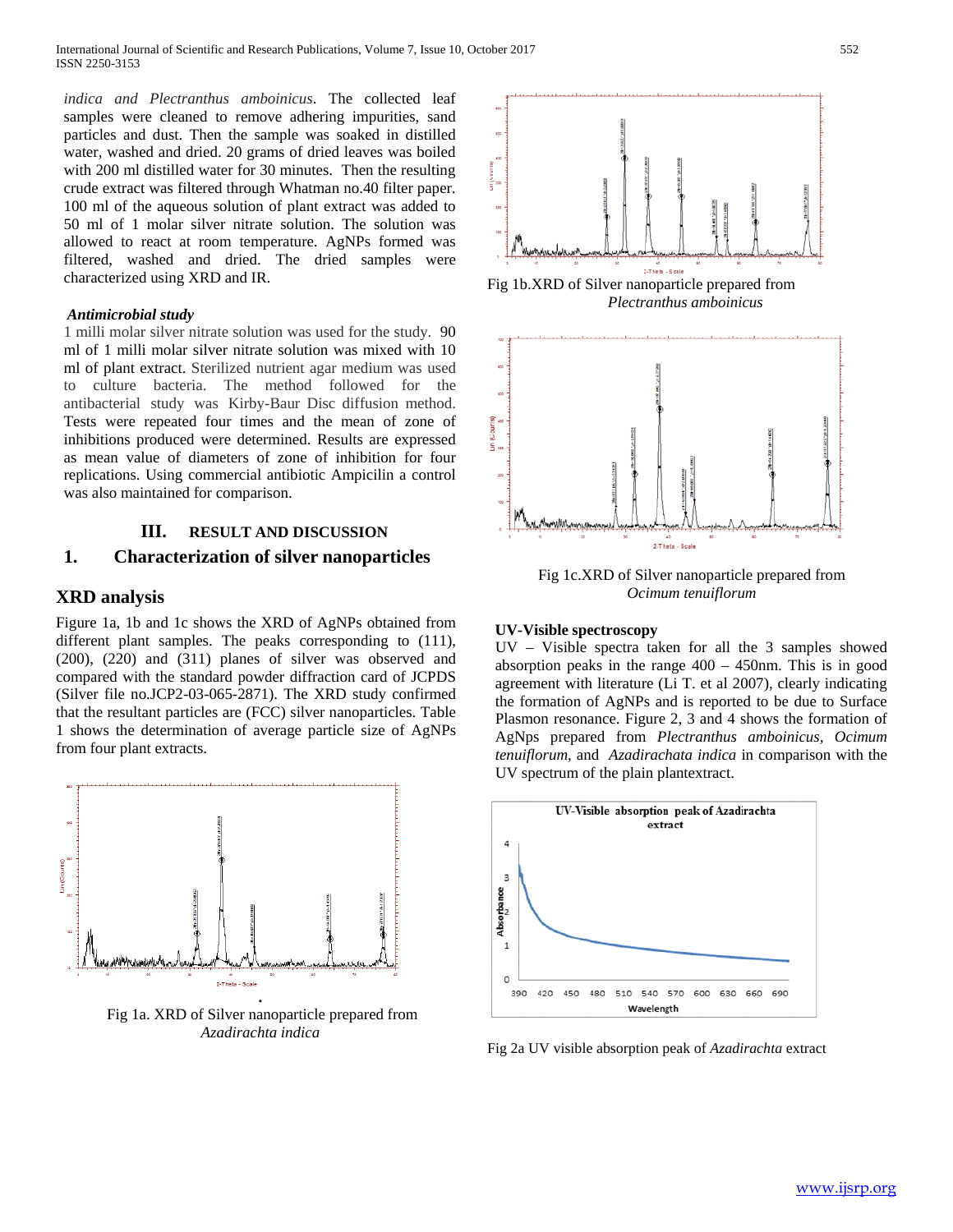*indica and Plectranthus amboinicus*. The collected leaf samples were cleaned to remove adhering impurities, sand particles and dust. Then the sample was soaked in distilled water, washed and dried. 20 grams of dried leaves was boiled with 200 ml distilled water for 30 minutes. Then the resulting crude extract was filtered through Whatman no.40 filter paper. 100 ml of the aqueous solution of plant extract was added to 50 ml of 1 molar silver nitrate solution. The solution was allowed to react at room temperature. AgNPs formed was filtered, washed and dried. The dried samples were characterized using XRD and IR.

***Antimicrobial study***

1 milli molar silver nitrate solution was used for the study. 90 ml of 1 milli molar silver nitrate solution was mixed with 10 ml of plant extract. Sterilized nutrient agar medium was used to culture bacteria. The method followed for the antibacterial study was Kirby-Baur Disc diffusion method. Tests were repeated four times and the mean of zone of inhibitions produced were determined. Results are expressed as mean value of diameters of zone of inhibition for four replications. Using commercial antibiotic Ampicilin a control was also maintained for comparison.

## III. RESULT AND DISCUSSION

## 1. Characterization of silver nanoparticles

## XRD analysis

Figure 1a, 1b and 1c shows the XRD of AgNPs obtained from different plant samples. The peaks corresponding to (111), (200), (220) and (311) planes of silver was observed and compared with the standard powder diffraction card of JCPDS (Silver file no.JCP2-03-065-2871). The XRD study confirmed that the resultant particles are (FCC) silver nanoparticles. Table 1 shows the determination of average particle size of AgNPs from four plant extracts.

Fig 1a. XRD of Silver nanoparticle prepared from *Azadirachta indica*

Fig 1b.XRD of Silver nanoparticle prepared from *Plectranthus amboinicus*

Fig 1c.XRD of Silver nanoparticle prepared from *Ocimum tenuiflorum*

**UV-Visible spectroscopy**

UV – Visible spectra taken for all the 3 samples showed absorption peaks in the range 400 – 450nm. This is in good agreement with literature (Li T. et al 2007), clearly indicating the formation of AgNPs and is reported to be due to Surface Plasmon resonance. Figure 2, 3 and 4 shows the formation of AgNps prepared from *Plectranthus amboinicus*, *Ocimum tenuiflorum*, and *Azadirachata indica* in comparison with the UV spectrum of the plain plantextract.

Fig 2a UV visible absorption peak of *Azadirachta* extract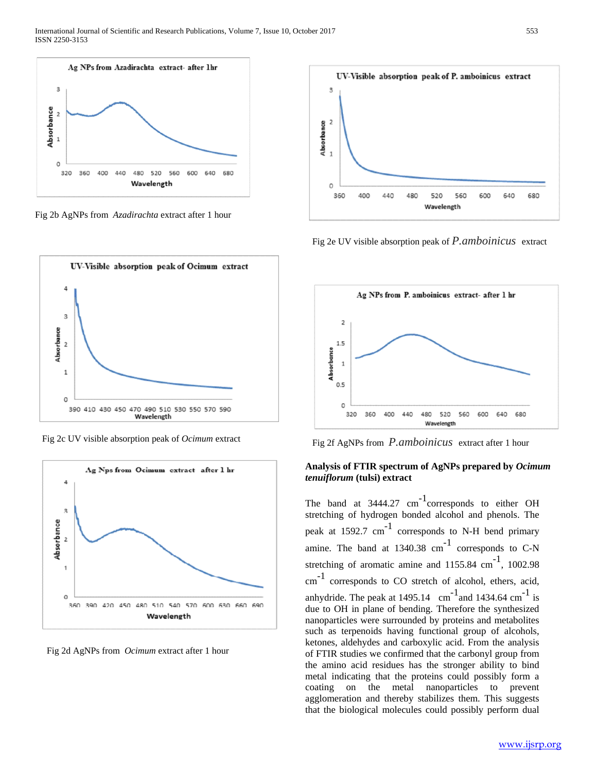Fig 2b AgNPs from *Azadirachta* extract after 1 hour

Fig 2c UV visible absorption peak of *Ocimum* extract

Fig 2d AgNPs from *Ocimum* extract after 1 hour

Fig 2e UV visible absorption peak of *P.amboinicus* extract

Fig 2f AgNPs from *P.amboinicus* extract after 1 hour

**Analysis of FTIR spectrum of AgNPs prepared by *Ocimum tenuiflorum* (tulsi) extract**

The band at 3444.27 $cm^{-1}$ corresponds to either OH stretching of hydrogen bonded alcohol and phenols. The peak at 1592.7 $cm^{-1}$ corresponds to N-H bend primary amine. The band at 1340.38 $cm^{-1}$ corresponds to C-N stretching of aromatic amine and 1155.84 $cm^{-1}$, 1002.98 $cm^{-1}$ corresponds to CO stretch of alcohol, ethers, acid, anhydride. The peak at 1495.14 $cm^{-1}$ and 1434.64 $cm^{-1}$ is due to OH in plane of bending. Therefore the synthesized nanoparticles were surrounded by proteins and metabolites such as terpenoids having functional group of alcohols, ketones, aldehydes and carboxylic acid. From the analysis of FTIR studies we confirmed that the carbonyl group from the amino acid residues has the stronger ability to bind metal indicating that the proteins could possibly form a coating on the metal nanoparticles to prevent agglomeration and thereby stabilizes them. This suggests that the biological molecules could possibly perform dual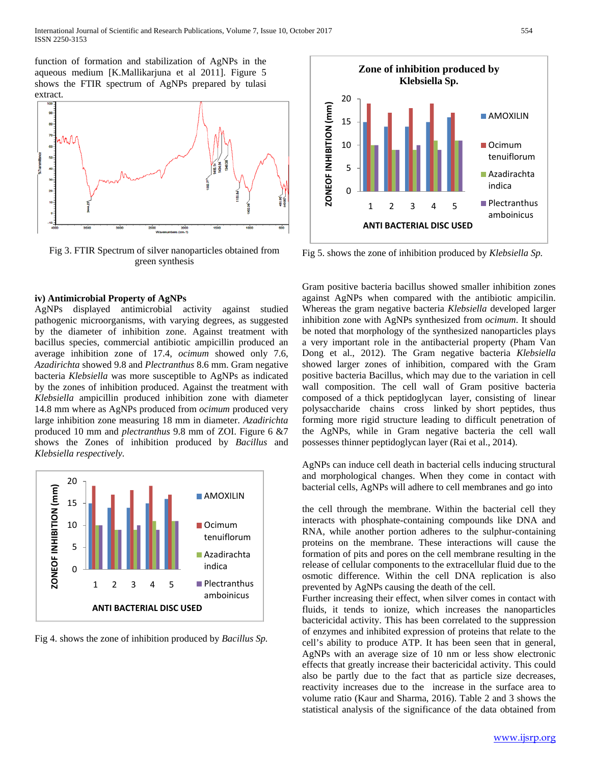function of formation and stabilization of AgNPs in the aqueous medium [K.Mallikarjuna et al 2011]. Figure 5 shows the FTIR spectrum of AgNPs prepared by tulasi extract.

Fig 3. FTIR Spectrum of silver nanoparticles obtained from green synthesis

### iv) Antimicrobial Property of AgNPs

AgNPs displayed antimicrobial activity against studied pathogenic microorganisms, with varying degrees, as suggested by the diameter of inhibition zone. Against treatment with bacillus species, commercial antibiotic ampicillin produced an average inhibition zone of 17.4, *ocimum* showed only 7.6, *Azadirichta* showed 9.8 and *Plectranthus* 8.6 mm. Gram negative bacteria *Klebsiella* was more susceptible to AgNPs as indicated by the zones of inhibition produced. Against the treatment with *Klebsiella* ampicillin produced inhibition zone with diameter 14.8 mm where as AgNPs produced from *ocimum* produced very large inhibition zone measuring 18 mm in diameter. *Azadirichta* produced 10 mm and *plectranthus* 9.8 mm of ZOI. Figure 6 &7 shows the Zones of inhibition produced by *Bacillus* and *Klebsiella respectively*.

Fig 4. shows the zone of inhibition produced by *Bacillus Sp.*

Fig 5. shows the zone of inhibition produced by *Klebsiella Sp.*

Gram positive bacteria bacillus showed smaller inhibition zones against AgNPs when compared with the antibiotic ampicilin. Whereas the gram negative bacteria *Klebsiella* developed larger inhibition zone with AgNPs synthesized from *ocimum*. It should be noted that morphology of the synthesized nanoparticles plays a very important role in the antibacterial property (Pham Van Dong et al., 2012). The Gram negative bacteria *Klebsiella* showed larger zones of inhibition, compared with the Gram positive bacteria Bacillus, which may due to the variation in cell wall composition. The cell wall of Gram positive bacteria composed of a thick peptidoglycan layer, consisting of linear polysaccharide chains cross linked by short peptides, thus forming more rigid structure leading to difficult penetration of the AgNPs, while in Gram negative bacteria the cell wall possesses thinner peptidoglycan layer (Rai et al., 2014).

AgNPs can induce cell death in bacterial cells inducing structural and morphological changes. When they come in contact with bacterial cells, AgNPs will adhere to cell membranes and go into the cell through the membrane. Within the bacterial cell they interacts with phosphate-containing compounds like DNA and RNA, while another portion adheres to the sulphur-containing proteins on the membrane. These interactions will cause the formation of pits and pores on the cell membrane resulting in the release of cellular components to the extracellular fluid due to the osmotic difference. Within the cell DNA replication is also prevented by AgNPs causing the death of the cell.
Further increasing their effect, when silver comes in contact with fluids, it tends to ionize, which increases the nanoparticles bactericidal activity. This has been correlated to the suppression of enzymes and inhibited expression of proteins that relate to the cell's ability to produce ATP. It has been seen that in general, AgNPs with an average size of 10 nm or less show electronic effects that greatly increase their bactericidal activity. This could also be partly due to the fact that as particle size decreases, reactivity increases due to the increase in the surface area to volume ratio (Kaur and Sharma, 2016). Table 2 and 3 shows the statistical analysis of the significance of the data obtained from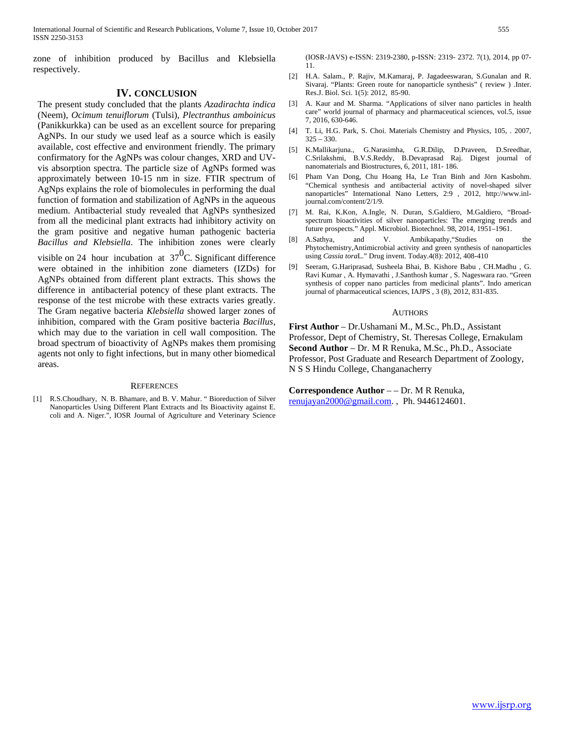zone of inhibition produced by Bacillus and Klebsiella respectively.

## IV. CONCLUSION

The present study concluded that the plants *Azadirachta indica* (Neem), *Ocimum tenuiflorum* (Tulsi), *Plectranthus amboinicus* (Panikkurkka) can be used as an excellent source for preparing AgNPs. In our study we used leaf as a source which is easily available, cost effective and environment friendly. The primary confirmatory for the AgNPs was colour changes, XRD and UV-vis absorption spectra. The particle size of AgNPs formed was approximately between 10-15 nm in size. FTIR spectrum of AgNps explains the role of biomolecules in performing the dual function of formation and stabilization of AgNPs in the aqueous medium. Antibacterial study revealed that AgNPs synthesized from all the medicinal plant extracts had inhibitory activity on the gram positive and negative human pathogenic bacteria *Bacillus and Klebsiella*. The inhibition zones were clearly visible on 24 hour incubation at $37^{0}$C. Significant difference were obtained in the inhibition zone diameters (IZDs) for AgNPs obtained from different plant extracts. This shows the difference in antibacterial potency of these plant extracts. The response of the test microbe with these extracts varies greatly. The Gram negative bacteria *Klebsiella* showed larger zones of inhibition, compared with the Gram positive bacteria *Bacillus*, which may due to the variation in cell wall composition. The broad spectrum of bioactivity of AgNPs makes them promising agents not only to fight infections, but in many other biomedical areas.

## REFERENCES

[1] R.S.Choudhary, N. B. Bhamare, and B. V. Mahur. " Bioreduction of Silver Nanoparticles Using Different Plant Extracts and Its Bioactivity against E. coli and A. Niger.", IOSR Journal of Agriculture and Veterinary Science (IOSR-JAVS) e-ISSN: 2319-2380, p-ISSN: 2319- 2372. 7(1), 2014, pp 07-11.

[2] H.A. Salam., P. Rajiv, M.Kamaraj, P. Jagadeeswaran, S.Gunalan and R. Sivaraj. "Plants: Green route for nanoparticle synthesis" ( review ) .Inter. Res.J. Biol. Sci. 1(5): 2012, 85-90.

[3] A. Kaur and M. Sharma. "Applications of silver nano particles in health care" world journal of pharmacy and pharmaceutical sciences, vol.5, issue 7, 2016, 630-646.

[4] T. Li, H.G. Park, S. Choi. Materials Chemistry and Physics, 105, . 2007, 325 – 330.

[5] K.Mallikarjuna., G.Narasimha, G.R.Dilip, D.Praveen, D.Sreedhar, C.Srilakshmi, B.V.S.Reddy, B.Devaprasad Raj. Digest journal of nanomaterials and Biostructures, 6, 2011, 181- 186.

[6] Pham Van Dong, Chu Hoang Ha, Le Tran Binh and Jörn Kasbohm. "Chemical synthesis and antibacterial activity of novel-shaped silver nanoparticles" International Nano Letters, 2:9 , 2012, http://www.inl-journal.com/content/2/1/9.

[7] M. Rai, K.Kon, A.Ingle, N. Duran, S.Galdiero, M.Galdiero, "Broad-spectrum bioactivities of silver nanoparticles: The emerging trends and future prospects." Appl. Microbiol. Biotechnol. 98, 2014, 1951–1961.

[8] A.Sathya, and V. Ambikapathy,"Studies on the Phytochemistry,Antimicrobial activity and green synthesis of nanoparticles using *Cassia tora*L." Drug invent. Today.4(8): 2012, 408-410

[9] Seeram, G.Hariprasad, Susheela Bhai, B. Kishore Babu , CH.Madhu , G. Ravi Kumar , A. Hymavathi , J.Santhosh kumar , S. Nageswara rao. "Green synthesis of copper nano particles from medicinal plants". Indo american journal of pharmaceutical sciences, IAJPS , 3 (8), 2012, 831-835.

## AUTHORS

**First Author** – Dr.Ushamani M., M.Sc., Ph.D., Assistant Professor, Dept of Chemistry, St. Theresas College, Ernakulam
**Second Author** – Dr. M R Renuka, M.Sc., Ph.D., Associate Professor, Post Graduate and Research Department of Zoology, N S S Hindu College, Changanacherry

**Correspondence Author** – – Dr. M R Renuka, renujayan2000@gmail.com. , Ph. 9446124601.